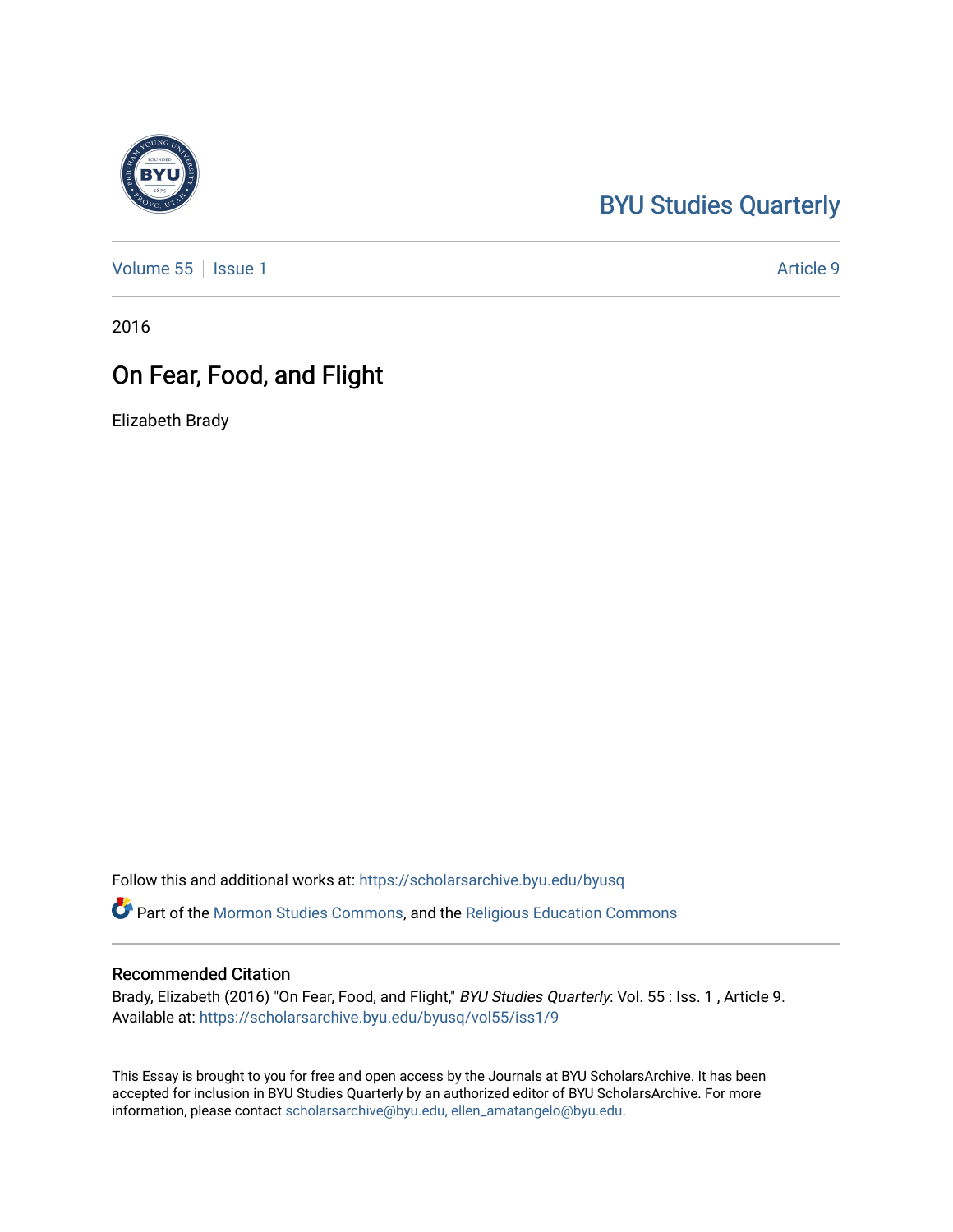BYU Studies Quarterly

Volume 55 | Issue 1 Article 9

2016

# On Fear, Food, and Flight

Elizabeth Brady

Follow this and additional works at: https://scholarsarchive.byu.edu/byusq

Part of the Mormon Studies Commons, and the Religious Education Commons

## Recommended Citation

Brady, Elizabeth (2016) "On Fear, Food, and Flight," *BYU Studies Quarterly*: Vol. 55 : Iss. 1 , Article 9.
Available at: https://scholarsarchive.byu.edu/byusq/vol55/iss1/9

This Essay is brought to you for free and open access by the Journals at BYU ScholarsArchive. It has been accepted for inclusion in BYU Studies Quarterly by an authorized editor of BYU ScholarsArchive. For more information, please contact scholarsarchive@byu.edu, ellen_amatangelo@byu.edu.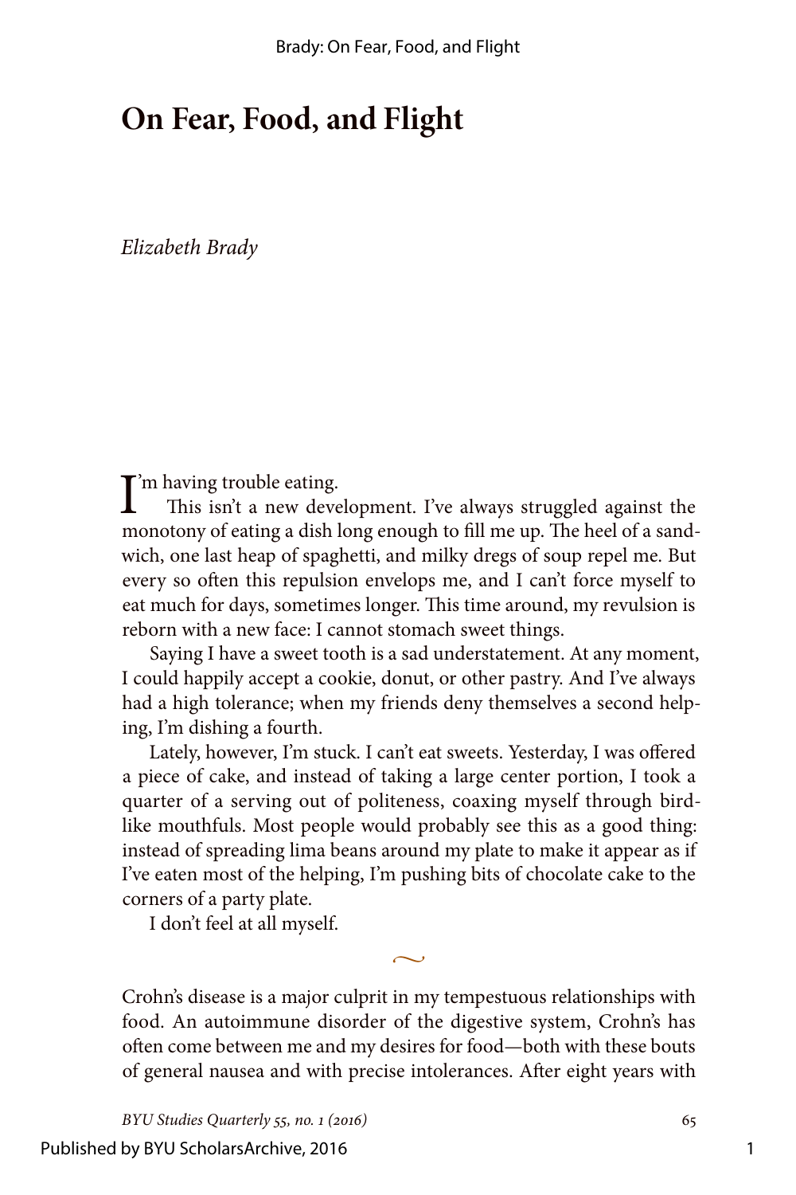# On Fear, Food, and Flight

*Elizabeth Brady*

I'm having trouble eating.

This isn't a new development. I've always struggled against the monotony of eating a dish long enough to fill me up. The heel of a sandwich, one last heap of spaghetti, and milky dregs of soup repel me. But every so often this repulsion envelops me, and I can't force myself to eat much for days, sometimes longer. This time around, my revulsion is reborn with a new face: I cannot stomach sweet things.

Saying I have a sweet tooth is a sad understatement. At any moment, I could happily accept a cookie, donut, or other pastry. And I've always had a high tolerance; when my friends deny themselves a second helping, I'm dishing a fourth.

Lately, however, I'm stuck. I can't eat sweets. Yesterday, I was offered a piece of cake, and instead of taking a large center portion, I took a quarter of a serving out of politeness, coaxing myself through bird-like mouthfuls. Most people would probably see this as a good thing: instead of spreading lima beans around my plate to make it appear as if I've eaten most of the helping, I'm pushing bits of chocolate cake to the corners of a party plate.

I don't feel at all myself.

~

Crohn's disease is a major culprit in my tempestuous relationships with food. An autoimmune disorder of the digestive system, Crohn's has often come between me and my desires for food—both with these bouts of general nausea and with precise intolerances. After eight years with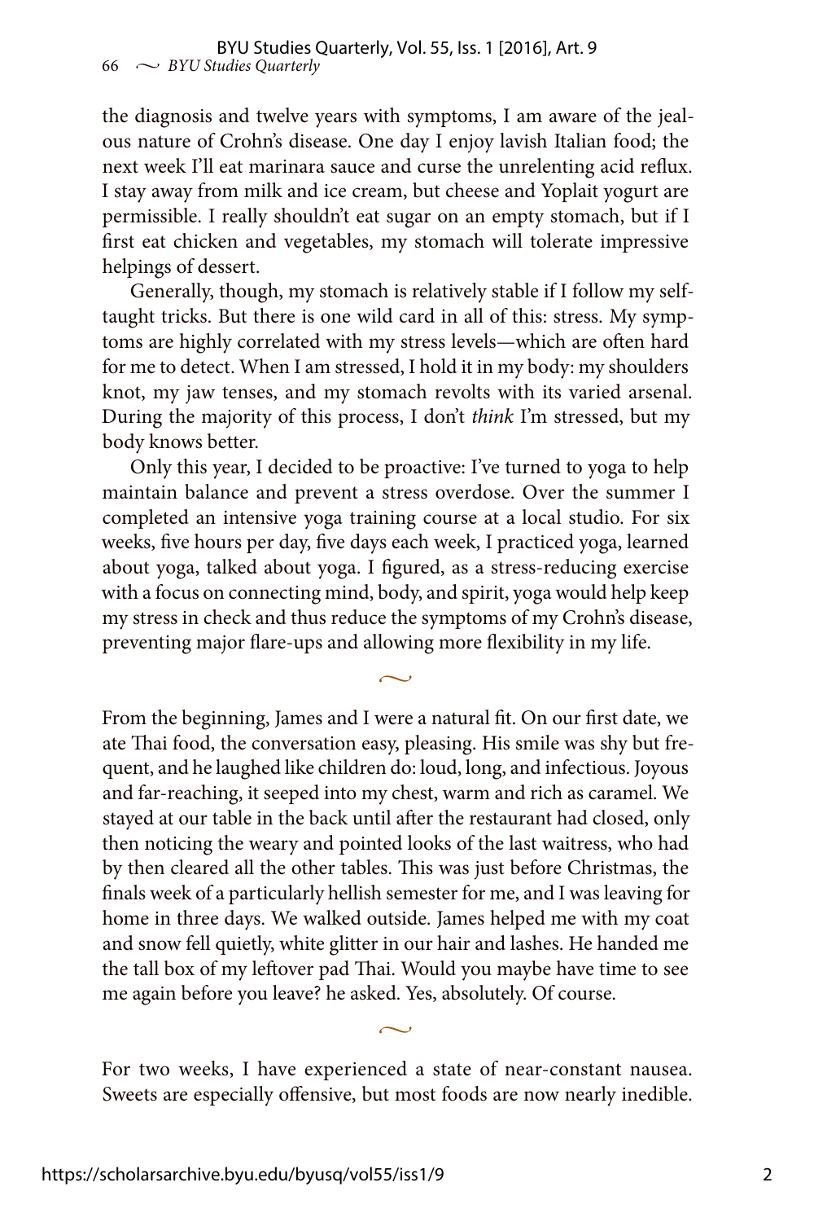the diagnosis and twelve years with symptoms, I am aware of the jealous nature of Crohn's disease. One day I enjoy lavish Italian food; the next week I'll eat marinara sauce and curse the unrelenting acid reflux. I stay away from milk and ice cream, but cheese and Yoplait yogurt are permissible. I really shouldn't eat sugar on an empty stomach, but if I first eat chicken and vegetables, my stomach will tolerate impressive helpings of dessert.

Generally, though, my stomach is relatively stable if I follow my self-taught tricks. But there is one wild card in all of this: stress. My symptoms are highly correlated with my stress levels—which are often hard for me to detect. When I am stressed, I hold it in my body: my shoulders knot, my jaw tenses, and my stomach revolts with its varied arsenal. During the majority of this process, I don't *think* I'm stressed, but my body knows better.

Only this year, I decided to be proactive: I've turned to yoga to help maintain balance and prevent a stress overdose. Over the summer I completed an intensive yoga training course at a local studio. For six weeks, five hours per day, five days each week, I practiced yoga, learned about yoga, talked about yoga. I figured, as a stress-reducing exercise with a focus on connecting mind, body, and spirit, yoga would help keep my stress in check and thus reduce the symptoms of my Crohn's disease, preventing major flare-ups and allowing more flexibility in my life.

~

From the beginning, James and I were a natural fit. On our first date, we ate Thai food, the conversation easy, pleasing. His smile was shy but frequent, and he laughed like children do: loud, long, and infectious. Joyous and far-reaching, it seeped into my chest, warm and rich as caramel. We stayed at our table in the back until after the restaurant had closed, only then noticing the weary and pointed looks of the last waitress, who had by then cleared all the other tables. This was just before Christmas, the finals week of a particularly hellish semester for me, and I was leaving for home in three days. We walked outside. James helped me with my coat and snow fell quietly, white glitter in our hair and lashes. He handed me the tall box of my leftover pad Thai. Would you maybe have time to see me again before you leave? he asked. Yes, absolutely. Of course.

~

For two weeks, I have experienced a state of near-constant nausea. Sweets are especially offensive, but most foods are now nearly inedible.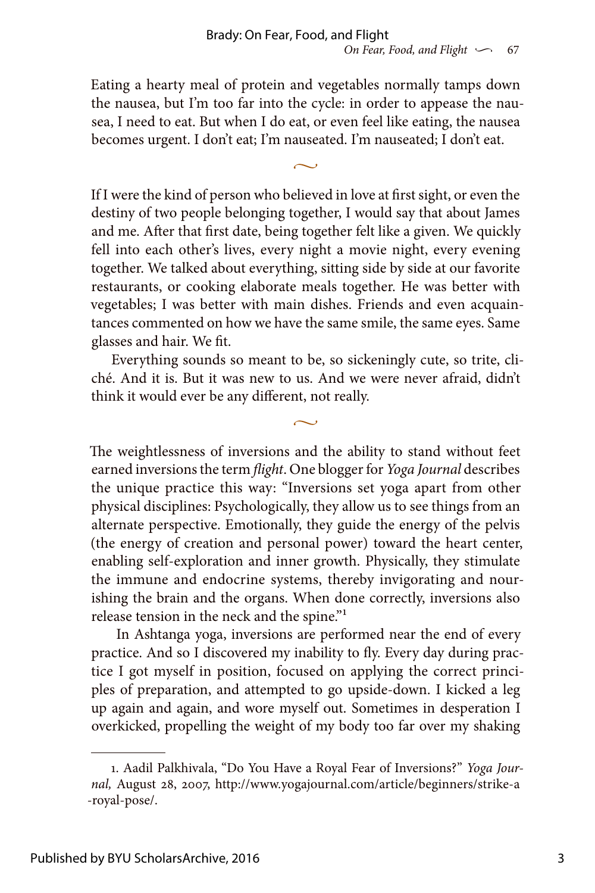Eating a hearty meal of protein and vegetables normally tamps down the nausea, but I'm too far into the cycle: in order to appease the nausea, I need to eat. But when I do eat, or even feel like eating, the nausea becomes urgent. I don't eat; I'm nauseated. I'm nauseated; I don't eat.

~

If I were the kind of person who believed in love at first sight, or even the destiny of two people belonging together, I would say that about James and me. After that first date, being together felt like a given. We quickly fell into each other's lives, every night a movie night, every evening together. We talked about everything, sitting side by side at our favorite restaurants, or cooking elaborate meals together. He was better with vegetables; I was better with main dishes. Friends and even acquaintances commented on how we have the same smile, the same eyes. Same glasses and hair. We fit.

Everything sounds so meant to be, so sickeningly cute, so trite, cliché. And it is. But it was new to us. And we were never afraid, didn't think it would ever be any different, not really.

~

The weightlessness of inversions and the ability to stand without feet earned inversions the term *flight*. One blogger for *Yoga Journal* describes the unique practice this way: "Inversions set yoga apart from other physical disciplines: Psychologically, they allow us to see things from an alternate perspective. Emotionally, they guide the energy of the pelvis (the energy of creation and personal power) toward the heart center, enabling self-exploration and inner growth. Physically, they stimulate the immune and endocrine systems, thereby invigorating and nourishing the brain and the organs. When done correctly, inversions also release tension in the neck and the spine."[1]

In Ashtanga yoga, inversions are performed near the end of every practice. And so I discovered my inability to fly. Every day during practice I got myself in position, focused on applying the correct principles of preparation, and attempted to go upside-down. I kicked a leg up again and again, and wore myself out. Sometimes in desperation I overkicked, propelling the weight of my body too far over my shaking

---

1. Aadil Palkhivala, "Do You Have a Royal Fear of Inversions?" *Yoga Journal,* August 28, 2007, http://www.yogajournal.com/article/beginners/strike-a-royal-pose/.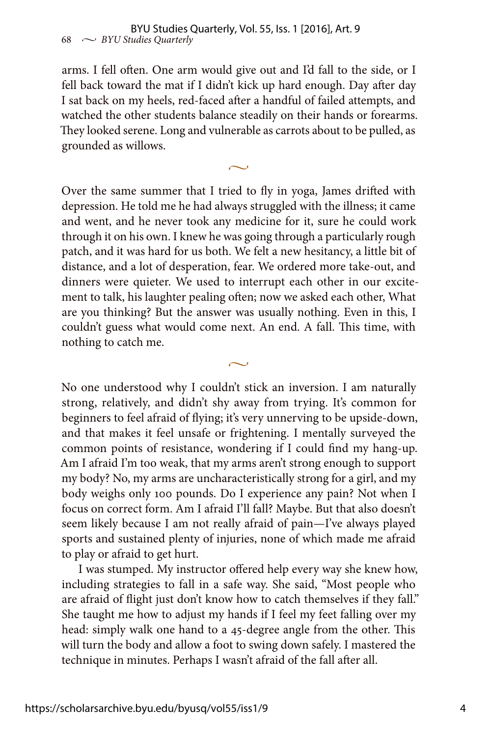arms. I fell often. One arm would give out and I'd fall to the side, or I fell back toward the mat if I didn't kick up hard enough. Day after day I sat back on my heels, red-faced after a handful of failed attempts, and watched the other students balance steadily on their hands or forearms. They looked serene. Long and vulnerable as carrots about to be pulled, as grounded as willows.

~

Over the same summer that I tried to fly in yoga, James drifted with depression. He told me he had always struggled with the illness; it came and went, and he never took any medicine for it, sure he could work through it on his own. I knew he was going through a particularly rough patch, and it was hard for us both. We felt a new hesitancy, a little bit of distance, and a lot of desperation, fear. We ordered more take-out, and dinners were quieter. We used to interrupt each other in our excitement to talk, his laughter pealing often; now we asked each other, What are you thinking? But the answer was usually nothing. Even in this, I couldn't guess what would come next. An end. A fall. This time, with nothing to catch me.

~

No one understood why I couldn't stick an inversion. I am naturally strong, relatively, and didn't shy away from trying. It's common for beginners to feel afraid of flying; it's very unnerving to be upside-down, and that makes it feel unsafe or frightening. I mentally surveyed the common points of resistance, wondering if I could find my hang-up. Am I afraid I'm too weak, that my arms aren't strong enough to support my body? No, my arms are uncharacteristically strong for a girl, and my body weighs only 100 pounds. Do I experience any pain? Not when I focus on correct form. Am I afraid I'll fall? Maybe. But that also doesn't seem likely because I am not really afraid of pain—I've always played sports and sustained plenty of injuries, none of which made me afraid to play or afraid to get hurt.

I was stumped. My instructor offered help every way she knew how, including strategies to fall in a safe way. She said, "Most people who are afraid of flight just don't know how to catch themselves if they fall." She taught me how to adjust my hands if I feel my feet falling over my head: simply walk one hand to a 45-degree angle from the other. This will turn the body and allow a foot to swing down safely. I mastered the technique in minutes. Perhaps I wasn't afraid of the fall after all.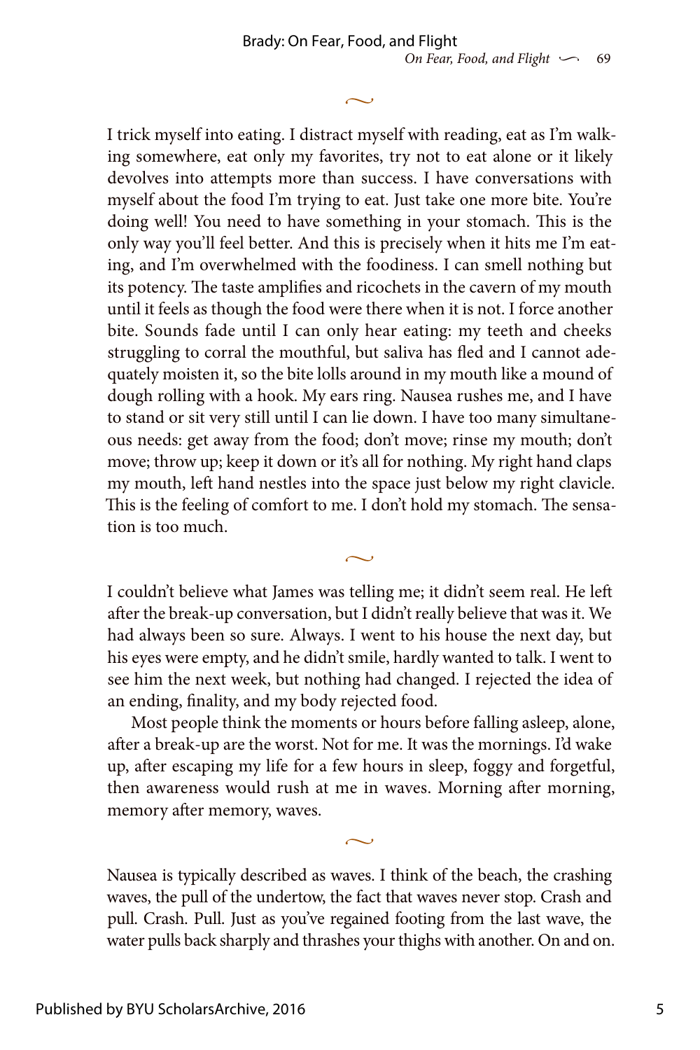~

I trick myself into eating. I distract myself with reading, eat as I'm walking somewhere, eat only my favorites, try not to eat alone or it likely devolves into attempts more than success. I have conversations with myself about the food I'm trying to eat. Just take one more bite. You're doing well! You need to have something in your stomach. This is the only way you'll feel better. And this is precisely when it hits me I'm eating, and I'm overwhelmed with the foodiness. I can smell nothing but its potency. The taste amplifies and ricochets in the cavern of my mouth until it feels as though the food were there when it is not. I force another bite. Sounds fade until I can only hear eating: my teeth and cheeks struggling to corral the mouthful, but saliva has fled and I cannot adequately moisten it, so the bite lolls around in my mouth like a mound of dough rolling with a hook. My ears ring. Nausea rushes me, and I have to stand or sit very still until I can lie down. I have too many simultaneous needs: get away from the food; don't move; rinse my mouth; don't move; throw up; keep it down or it's all for nothing. My right hand claps my mouth, left hand nestles into the space just below my right clavicle. This is the feeling of comfort to me. I don't hold my stomach. The sensation is too much.

~

I couldn't believe what James was telling me; it didn't seem real. He left after the break-up conversation, but I didn't really believe that was it. We had always been so sure. Always. I went to his house the next day, but his eyes were empty, and he didn't smile, hardly wanted to talk. I went to see him the next week, but nothing had changed. I rejected the idea of an ending, finality, and my body rejected food.

Most people think the moments or hours before falling asleep, alone, after a break-up are the worst. Not for me. It was the mornings. I'd wake up, after escaping my life for a few hours in sleep, foggy and forgetful, then awareness would rush at me in waves. Morning after morning, memory after memory, waves.

~

Nausea is typically described as waves. I think of the beach, the crashing waves, the pull of the undertow, the fact that waves never stop. Crash and pull. Crash. Pull. Just as you've regained footing from the last wave, the water pulls back sharply and thrashes your thighs with another. On and on.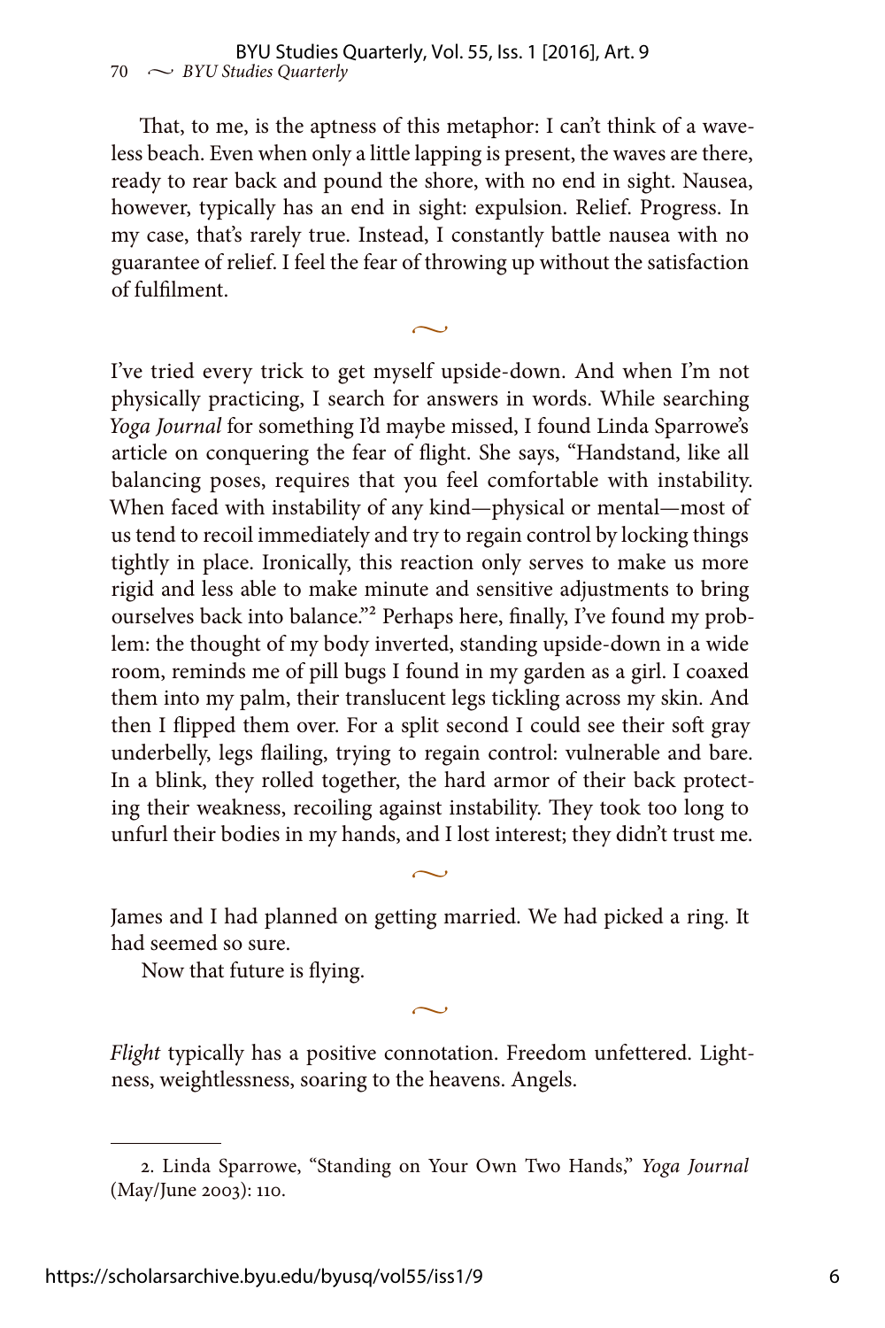That, to me, is the aptness of this metaphor: I can't think of a waveless beach. Even when only a little lapping is present, the waves are there, ready to rear back and pound the shore, with no end in sight. Nausea, however, typically has an end in sight: expulsion. Relief. Progress. In my case, that's rarely true. Instead, I constantly battle nausea with no guarantee of relief. I feel the fear of throwing up without the satisfaction of fulfilment.

~

I've tried every trick to get myself upside-down. And when I'm not physically practicing, I search for answers in words. While searching *Yoga Journal* for something I'd maybe missed, I found Linda Sparrowe's article on conquering the fear of flight. She says, "Handstand, like all balancing poses, requires that you feel comfortable with instability. When faced with instability of any kind—physical or mental—most of us tend to recoil immediately and try to regain control by locking things tightly in place. Ironically, this reaction only serves to make us more rigid and less able to make minute and sensitive adjustments to bring ourselves back into balance."[2] Perhaps here, finally, I've found my problem: the thought of my body inverted, standing upside-down in a wide room, reminds me of pill bugs I found in my garden as a girl. I coaxed them into my palm, their translucent legs tickling across my skin. And then I flipped them over. For a split second I could see their soft gray underbelly, legs flailing, trying to regain control: vulnerable and bare. In a blink, they rolled together, the hard armor of their back protecting their weakness, recoiling against instability. They took too long to unfurl their bodies in my hands, and I lost interest; they didn't trust me.

~

James and I had planned on getting married. We had picked a ring. It had seemed so sure.

Now that future is flying.

~

*Flight* typically has a positive connotation. Freedom unfettered. Lightness, weightlessness, soaring to the heavens. Angels.

---

2. Linda Sparrowe, "Standing on Your Own Two Hands," *Yoga Journal* (May/June 2003): 110.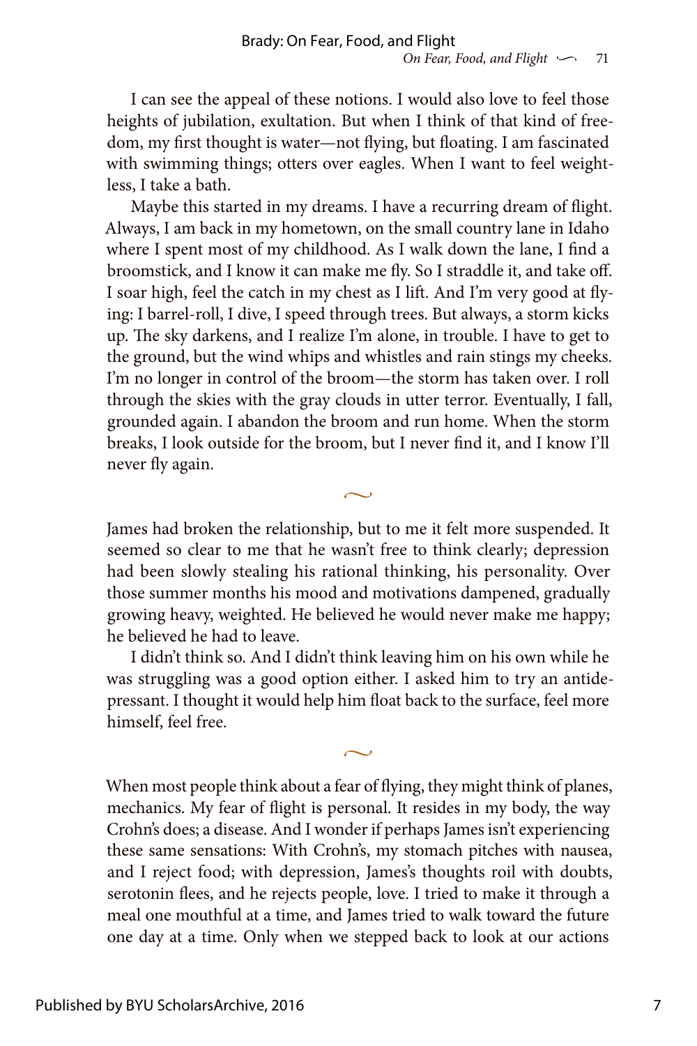I can see the appeal of these notions. I would also love to feel those heights of jubilation, exultation. But when I think of that kind of freedom, my first thought is water—not flying, but floating. I am fascinated with swimming things; otters over eagles. When I want to feel weightless, I take a bath.

Maybe this started in my dreams. I have a recurring dream of flight. Always, I am back in my hometown, on the small country lane in Idaho where I spent most of my childhood. As I walk down the lane, I find a broomstick, and I know it can make me fly. So I straddle it, and take off. I soar high, feel the catch in my chest as I lift. And I'm very good at flying: I barrel-roll, I dive, I speed through trees. But always, a storm kicks up. The sky darkens, and I realize I'm alone, in trouble. I have to get to the ground, but the wind whips and whistles and rain stings my cheeks. I'm no longer in control of the broom—the storm has taken over. I roll through the skies with the gray clouds in utter terror. Eventually, I fall, grounded again. I abandon the broom and run home. When the storm breaks, I look outside for the broom, but I never find it, and I know I'll never fly again.

~

James had broken the relationship, but to me it felt more suspended. It seemed so clear to me that he wasn't free to think clearly; depression had been slowly stealing his rational thinking, his personality. Over those summer months his mood and motivations dampened, gradually growing heavy, weighted. He believed he would never make me happy; he believed he had to leave.

I didn't think so. And I didn't think leaving him on his own while he was struggling was a good option either. I asked him to try an antidepressant. I thought it would help him float back to the surface, feel more himself, feel free.

~

When most people think about a fear of flying, they might think of planes, mechanics. My fear of flight is personal. It resides in my body, the way Crohn's does; a disease. And I wonder if perhaps James isn't experiencing these same sensations: With Crohn's, my stomach pitches with nausea, and I reject food; with depression, James's thoughts roil with doubts, serotonin flees, and he rejects people, love. I tried to make it through a meal one mouthful at a time, and James tried to walk toward the future one day at a time. Only when we stepped back to look at our actions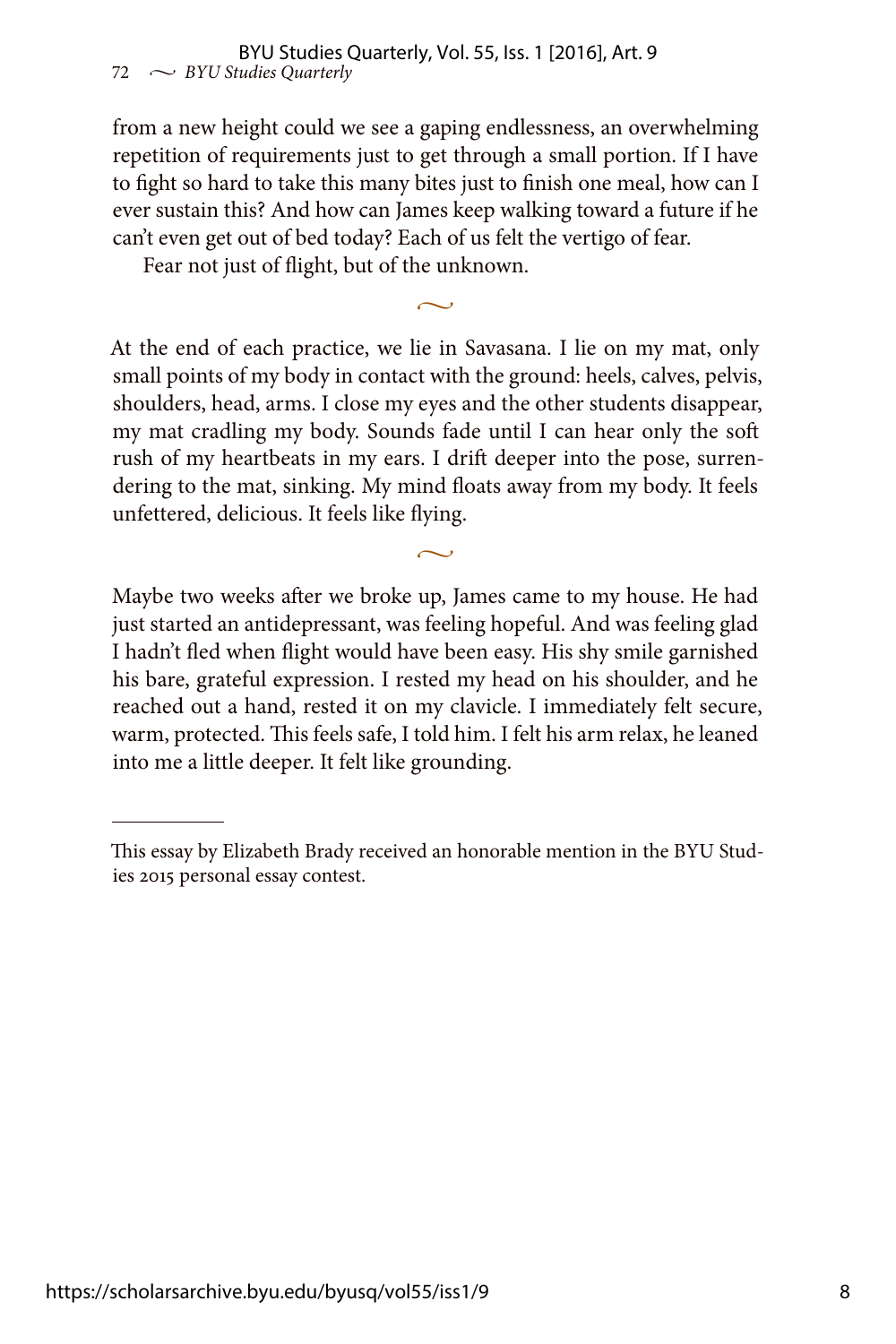from a new height could we see a gaping endlessness, an overwhelming repetition of requirements just to get through a small portion. If I have to fight so hard to take this many bites just to finish one meal, how can I ever sustain this? And how can James keep walking toward a future if he can't even get out of bed today? Each of us felt the vertigo of fear.

Fear not just of flight, but of the unknown.

~

At the end of each practice, we lie in Savasana. I lie on my mat, only small points of my body in contact with the ground: heels, calves, pelvis, shoulders, head, arms. I close my eyes and the other students disappear, my mat cradling my body. Sounds fade until I can hear only the soft rush of my heartbeats in my ears. I drift deeper into the pose, surrendering to the mat, sinking. My mind floats away from my body. It feels unfettered, delicious. It feels like flying.

~

Maybe two weeks after we broke up, James came to my house. He had just started an antidepressant, was feeling hopeful. And was feeling glad I hadn't fled when flight would have been easy. His shy smile garnished his bare, grateful expression. I rested my head on his shoulder, and he reached out a hand, rested it on my clavicle. I immediately felt secure, warm, protected. This feels safe, I told him. I felt his arm relax, he leaned into me a little deeper. It felt like grounding.

---

This essay by Elizabeth Brady received an honorable mention in the BYU Studies 2015 personal essay contest.